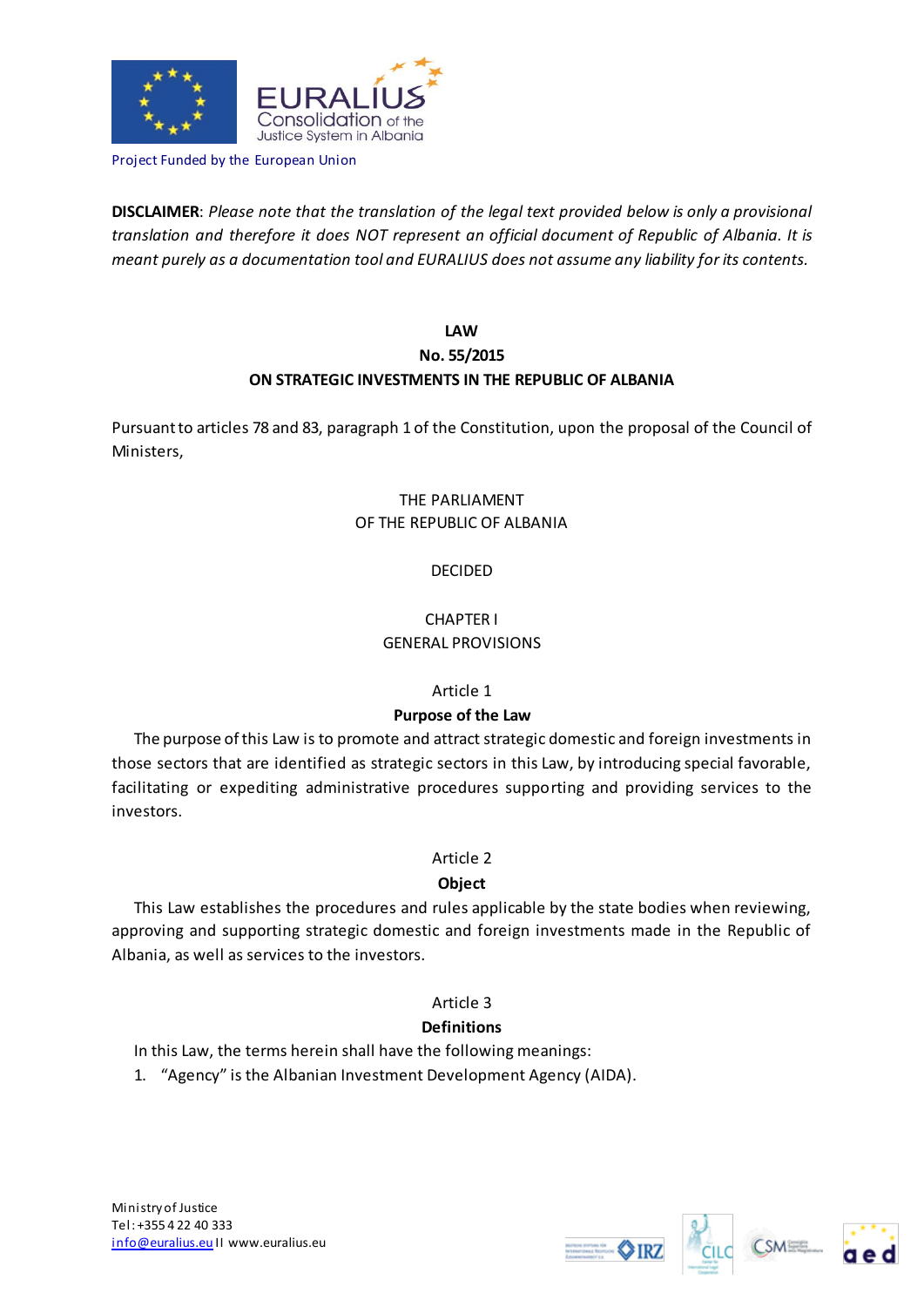Project Funded by the European Union

**DISCLAIMER**: *Please note that the translation of the legal text provided below is only a provisional translation and therefore it does NOT represent an official document of Republic of Albania. It is meant purely as a documentation tool and EURALIUS does not assume any liability for its contents.*

# LAW
# No. 55/2015
# ON STRATEGIC INVESTMENTS IN THE REPUBLIC OF ALBANIA

Pursuant to articles 78 and 83, paragraph 1 of the Constitution, upon the proposal of the Council of Ministers,

THE PARLIAMENT
OF THE REPUBLIC OF ALBANIA

DECIDED

## CHAPTER I
## GENERAL PROVISIONS

### Article 1
### Purpose of the Law

The purpose of this Law is to promote and attract strategic domestic and foreign investments in those sectors that are identified as strategic sectors in this Law, by introducing special favorable, facilitating or expediting administrative procedures supporting and providing services to the investors.

### Article 2
### Object

This Law establishes the procedures and rules applicable by the state bodies when reviewing, approving and supporting strategic domestic and foreign investments made in the Republic of Albania, as well as services to the investors.

### Article 3
### Definitions

In this Law, the terms herein shall have the following meanings:

1. "Agency" is the Albanian Investment Development Agency (AIDA).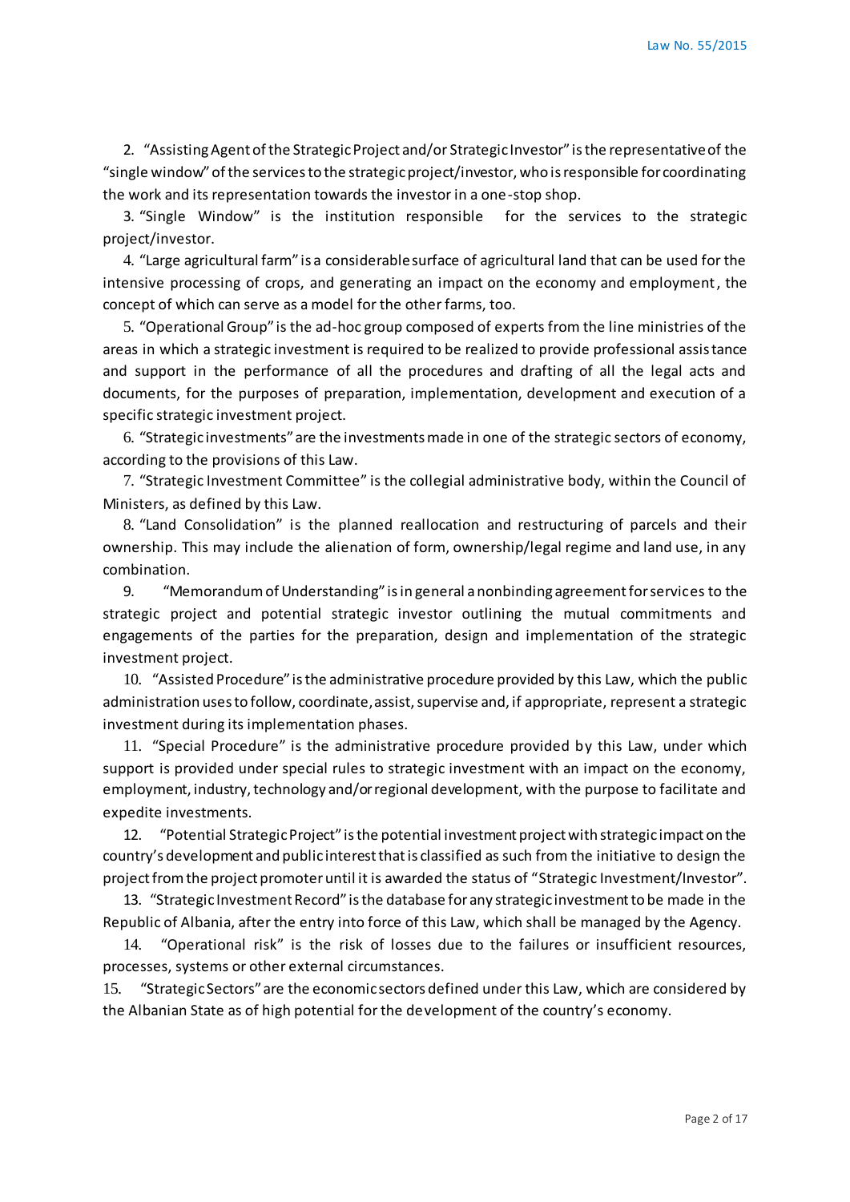2. "Assisting Agent of the Strategic Project and/or Strategic Investor" is the representative of the "single window" of the services to the strategic project/investor, who is responsible for coordinating the work and its representation towards the investor in a one-stop shop.

3. "Single Window" is the institution responsible for the services to the strategic project/investor.

4. "Large agricultural farm" is a considerable surface of agricultural land that can be used for the intensive processing of crops, and generating an impact on the economy and employment, the concept of which can serve as a model for the other farms, too.

5. "Operational Group" is the ad-hoc group composed of experts from the line ministries of the areas in which a strategic investment is required to be realized to provide professional assistance and support in the performance of all the procedures and drafting of all the legal acts and documents, for the purposes of preparation, implementation, development and execution of a specific strategic investment project.

6. "Strategic investments" are the investments made in one of the strategic sectors of economy, according to the provisions of this Law.

7. "Strategic Investment Committee" is the collegial administrative body, within the Council of Ministers, as defined by this Law.

8. "Land Consolidation" is the planned reallocation and restructuring of parcels and their ownership. This may include the alienation of form, ownership/legal regime and land use, in any combination.

9. "Memorandum of Understanding" is in general a nonbinding agreement for services to the strategic project and potential strategic investor outlining the mutual commitments and engagements of the parties for the preparation, design and implementation of the strategic investment project.

10. "Assisted Procedure" is the administrative procedure provided by this Law, which the public administration uses to follow, coordinate, assist, supervise and, if appropriate, represent a strategic investment during its implementation phases.

11. "Special Procedure" is the administrative procedure provided by this Law, under which support is provided under special rules to strategic investment with an impact on the economy, employment, industry, technology and/or regional development, with the purpose to facilitate and expedite investments.

12. "Potential Strategic Project" is the potential investment project with strategic impact on the country's development and public interest that is classified as such from the initiative to design the project from the project promoter until it is awarded the status of "Strategic Investment/Investor".

13. "Strategic Investment Record" is the database for any strategic investment to be made in the Republic of Albania, after the entry into force of this Law, which shall be managed by the Agency.

14. "Operational risk" is the risk of losses due to the failures or insufficient resources, processes, systems or other external circumstances.

15. "Strategic Sectors" are the economic sectors defined under this Law, which are considered by the Albanian State as of high potential for the development of the country's economy.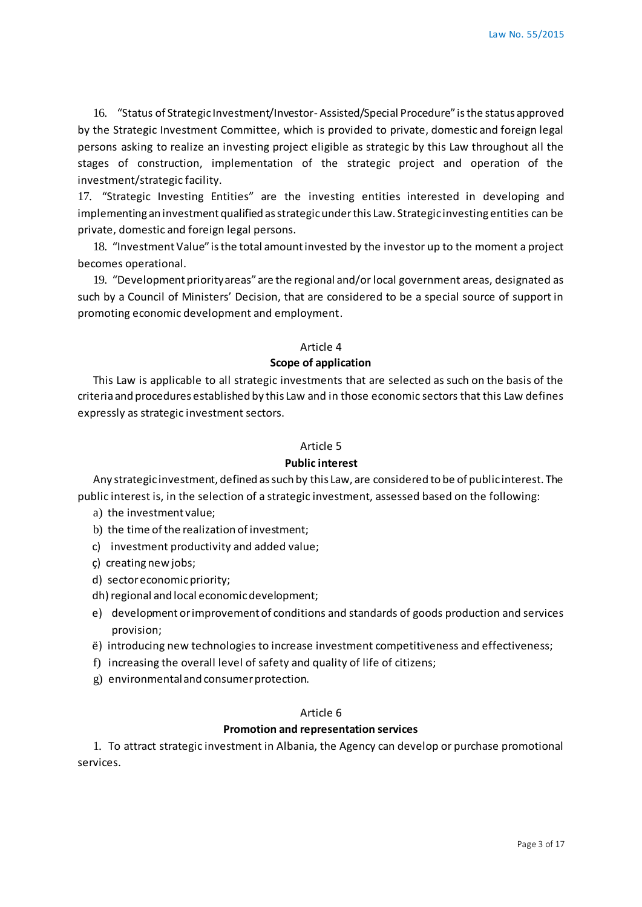16. "Status of Strategic Investment/Investor- Assisted/Special Procedure" is the status approved by the Strategic Investment Committee, which is provided to private, domestic and foreign legal persons asking to realize an investing project eligible as strategic by this Law throughout all the stages of construction, implementation of the strategic project and operation of the investment/strategic facility.

17. "Strategic Investing Entities" are the investing entities interested in developing and implementing an investment qualified as strategic under this Law. Strategic investing entities can be private, domestic and foreign legal persons.

18. "Investment Value" is the total amount invested by the investor up to the moment a project becomes operational.

19. "Development priority areas" are the regional and/or local government areas, designated as such by a Council of Ministers' Decision, that are considered to be a special source of support in promoting economic development and employment.

### Article 4
### Scope of application

This Law is applicable to all strategic investments that are selected as such on the basis of the criteria and procedures established by this Law and in those economic sectors that this Law defines expressly as strategic investment sectors.

### Article 5
### Public interest

Any strategic investment, defined as such by this Law, are considered to be of public interest. The public interest is, in the selection of a strategic investment, assessed based on the following:

a) the investment value;
b) the time of the realization of investment;
c) investment productivity and added value;
ç) creating new jobs;
d) sector economic priority;
dh) regional and local economic development;
e) development or improvement of conditions and standards of goods production and services provision;
ë) introducing new technologies to increase investment competitiveness and effectiveness;
f) increasing the overall level of safety and quality of life of citizens;
g) environmental and consumer protection.

### Article 6
### Promotion and representation services

1. To attract strategic investment in Albania, the Agency can develop or purchase promotional services.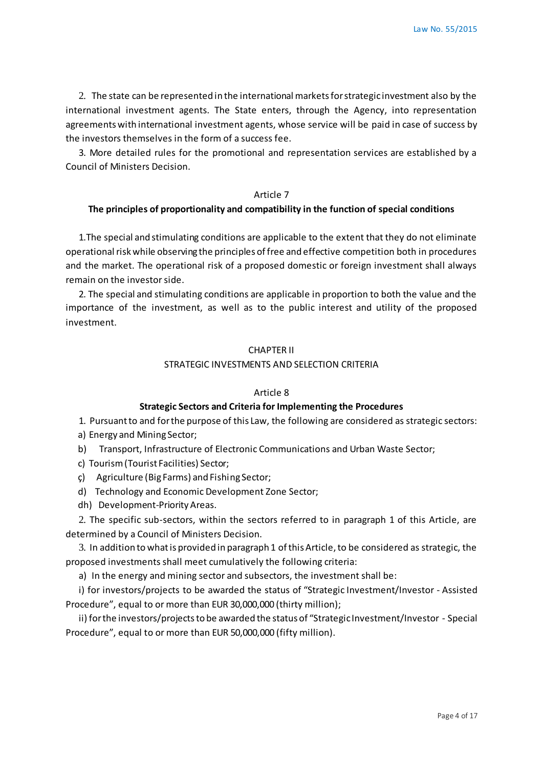2. The state can be represented in the international markets for strategic investment also by the international investment agents. The State enters, through the Agency, into representation agreements with international investment agents, whose service will be paid in case of success by the investors themselves in the form of a success fee.

3. More detailed rules for the promotional and representation services are established by a Council of Ministers Decision.

Article 7

**The principles of proportionality and compatibility in the function of special conditions**

1.The special and stimulating conditions are applicable to the extent that they do not eliminate operational risk while observing the principles of free and effective competition both in procedures and the market. The operational risk of a proposed domestic or foreign investment shall always remain on the investor side.

2. The special and stimulating conditions are applicable in proportion to both the value and the importance of the investment, as well as to the public interest and utility of the proposed investment.

CHAPTER II

STRATEGIC INVESTMENTS AND SELECTION CRITERIA

Article 8

**Strategic Sectors and Criteria for Implementing the Procedures**

1. Pursuant to and for the purpose of this Law, the following are considered as strategic sectors:

a) Energy and Mining Sector;

b) Transport, Infrastructure of Electronic Communications and Urban Waste Sector;

c) Tourism (Tourist Facilities) Sector;

ç) Agriculture (Big Farms) and Fishing Sector;

d) Technology and Economic Development Zone Sector;

dh) Development-Priority Areas.

2. The specific sub-sectors, within the sectors referred to in paragraph 1 of this Article, are determined by a Council of Ministers Decision.

3. In addition to what is provided in paragraph 1 of this Article, to be considered as strategic, the proposed investments shall meet cumulatively the following criteria:

a) In the energy and mining sector and subsectors, the investment shall be:

i) for investors/projects to be awarded the status of "Strategic Investment/Investor - Assisted Procedure", equal to or more than EUR 30,000,000 (thirty million);

ii) for the investors/projects to be awarded the status of "Strategic Investment/Investor - Special Procedure", equal to or more than EUR 50,000,000 (fifty million).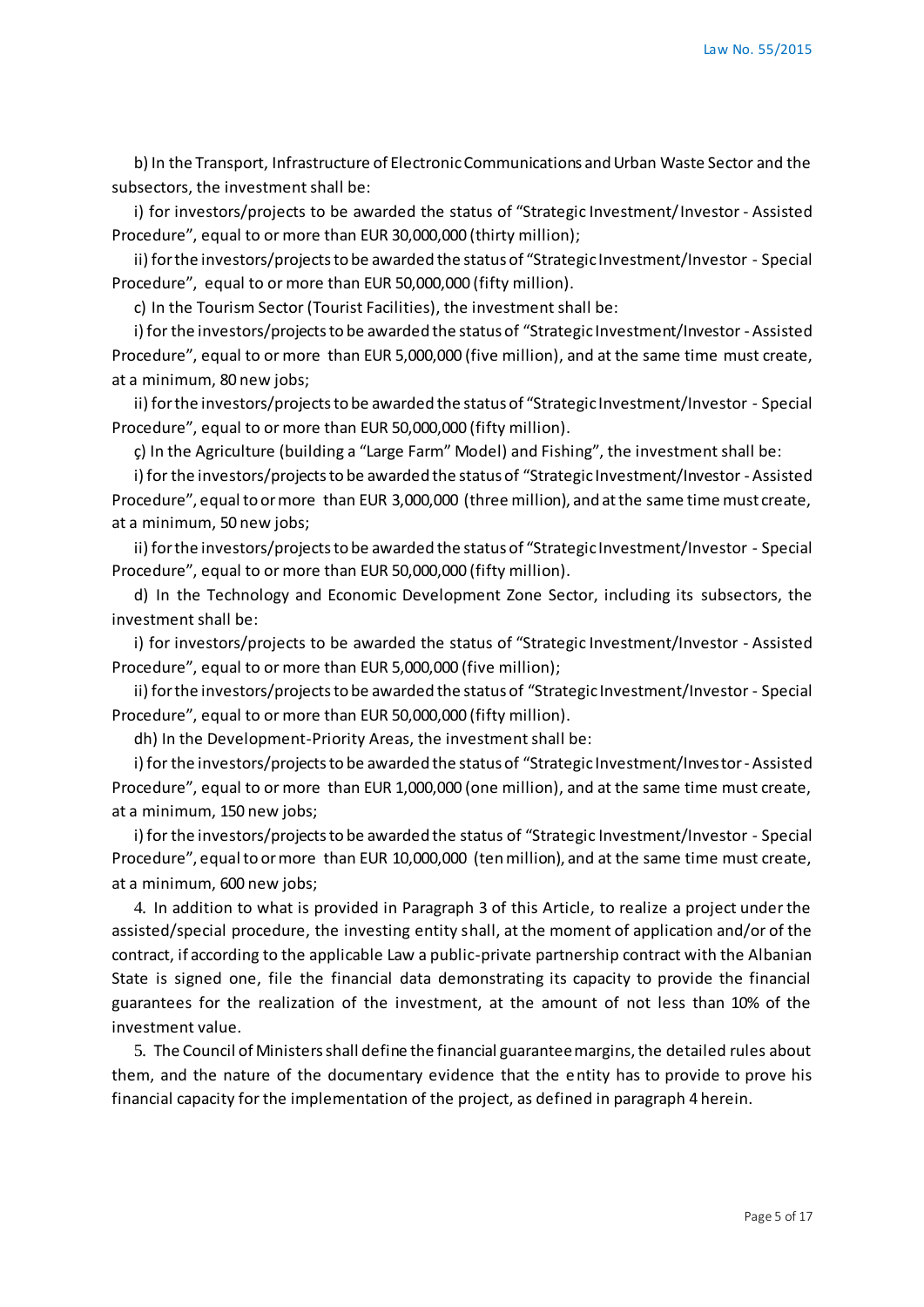b) In the Transport, Infrastructure of Electronic Communications and Urban Waste Sector and the subsectors, the investment shall be:

i) for investors/projects to be awarded the status of "Strategic Investment/ Investor - Assisted Procedure", equal to or more than EUR 30,000,000 (thirty million);

ii) for the investors/projects to be awarded the status of "Strategic Investment/Investor - Special Procedure", equal to or more than EUR 50,000,000 (fifty million).

c) In the Tourism Sector (Tourist Facilities), the investment shall be:

i) for the investors/projects to be awarded the status of "Strategic Investment/Investor - Assisted Procedure", equal to or more than EUR 5,000,000 (five million), and at the same time must create, at a minimum, 80 new jobs;

ii) for the investors/projects to be awarded the status of "Strategic Investment/Investor - Special Procedure", equal to or more than EUR 50,000,000 (fifty million).

ç) In the Agriculture (building a "Large Farm" Model) and Fishing", the investment shall be:

i) for the investors/projects to be awarded the status of "Strategic Investment/Investor - Assisted Procedure", equal to or more than EUR 3,000,000 (three million), and at the same time must create, at a minimum, 50 new jobs;

ii) for the investors/projects to be awarded the status of "Strategic Investment/Investor - Special Procedure", equal to or more than EUR 50,000,000 (fifty million).

d) In the Technology and Economic Development Zone Sector, including its subsectors, the investment shall be:

i) for investors/projects to be awarded the status of "Strategic Investment/Investor - Assisted Procedure", equal to or more than EUR 5,000,000 (five million);

ii) for the investors/projects to be awarded the status of "Strategic Investment/Investor - Special Procedure", equal to or more than EUR 50,000,000 (fifty million).

dh) In the Development-Priority Areas, the investment shall be:

i) for the investors/projects to be awarded the status of "Strategic Investment/Investor - Assisted Procedure", equal to or more than EUR 1,000,000 (one million), and at the same time must create, at a minimum, 150 new jobs;

i) for the investors/projects to be awarded the status of "Strategic Investment/Investor - Special Procedure", equal to or more than EUR 10,000,000 (ten million), and at the same time must create, at a minimum, 600 new jobs;

4. In addition to what is provided in Paragraph 3 of this Article, to realize a project under the assisted/special procedure, the investing entity shall, at the moment of application and/or of the contract, if according to the applicable Law a public-private partnership contract with the Albanian State is signed one, file the financial data demonstrating its capacity to provide the financial guarantees for the realization of the investment, at the amount of not less than 10% of the investment value.

5. The Council of Ministers shall define the financial guarantee margins, the detailed rules about them, and the nature of the documentary evidence that the entity has to provide to prove his financial capacity for the implementation of the project, as defined in paragraph 4 herein.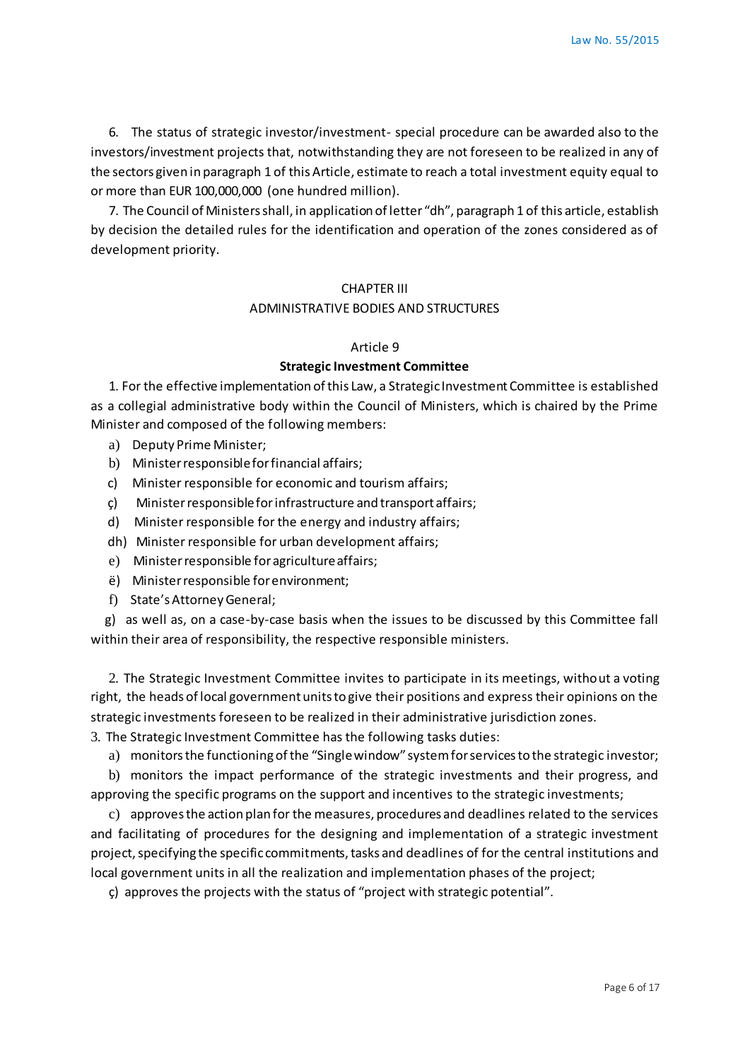6. The status of strategic investor/investment- special procedure can be awarded also to the investors/investment projects that, notwithstanding they are not foreseen to be realized in any of the sectors given in paragraph 1 of this Article, estimate to reach a total investment equity equal to or more than EUR 100,000,000 (one hundred million).

7. The Council of Ministers shall, in application of letter "dh", paragraph 1 of this article, establish by decision the detailed rules for the identification and operation of the zones considered as of development priority.

## CHAPTER III
## ADMINISTRATIVE BODIES AND STRUCTURES

### Article 9
### **Strategic Investment Committee**

1. For the effective implementation of this Law, a Strategic Investment Committee is established as a collegial administrative body within the Council of Ministers, which is chaired by the Prime Minister and composed of the following members:

a) Deputy Prime Minister;
b) Minister responsible for financial affairs;
c) Minister responsible for economic and tourism affairs;
ç) Minister responsible for infrastructure and transport affairs;
d) Minister responsible for the energy and industry affairs;
dh) Minister responsible for urban development affairs;
e) Minister responsible for agriculture affairs;
ë) Minister responsible for environment;
f) State's Attorney General;
g) as well as, on a case-by-case basis when the issues to be discussed by this Committee fall within their area of responsibility, the respective responsible ministers.

2. The Strategic Investment Committee invites to participate in its meetings, without a voting right, the heads of local government units to give their positions and express their opinions on the strategic investments foreseen to be realized in their administrative jurisdiction zones.

3. The Strategic Investment Committee has the following tasks duties:

a) monitors the functioning of the "Single window" system for services to the strategic investor;

b) monitors the impact performance of the strategic investments and their progress, and approving the specific programs on the support and incentives to the strategic investments;

c) approves the action plan for the measures, procedures and deadlines related to the services and facilitating of procedures for the designing and implementation of a strategic investment project, specifying the specific commitments, tasks and deadlines of for the central institutions and local government units in all the realization and implementation phases of the project;

ç) approves the projects with the status of "project with strategic potential".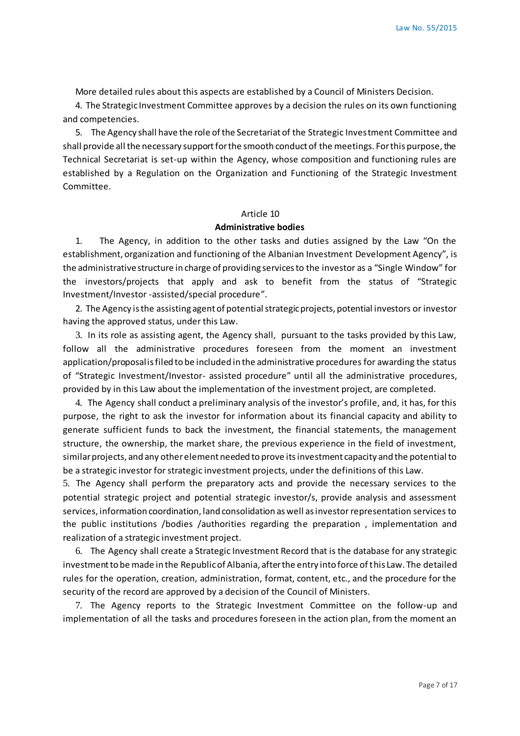More detailed rules about this aspects are established by a Council of Ministers Decision.

4. The Strategic Investment Committee approves by a decision the rules on its own functioning and competencies.

5. The Agency shall have the role of the Secretariat of the Strategic Investment Committee and shall provide all the necessary support for the smooth conduct of the meetings. For this purpose, the Technical Secretariat is set-up within the Agency, whose composition and functioning rules are established by a Regulation on the Organization and Functioning of the Strategic Investment Committee.

Article 10

**Administrative bodies**

1. The Agency, in addition to the other tasks and duties assigned by the Law "On the establishment, organization and functioning of the Albanian Investment Development Agency", is the administrative structure in charge of providing services to the investor as a "Single Window" for the investors/projects that apply and ask to benefit from the status of "Strategic Investment/Investor -assisted/special procedure".

2. The Agency is the assisting agent of potential strategic projects, potential investors or investor having the approved status, under this Law.

3. In its role as assisting agent, the Agency shall, pursuant to the tasks provided by this Law, follow all the administrative procedures foreseen from the moment an investment application/proposal is filed to be included in the administrative procedures for awarding the status of "Strategic Investment/Investor- assisted procedure" until all the administrative procedures, provided by in this Law about the implementation of the investment project, are completed.

4. The Agency shall conduct a preliminary analysis of the investor's profile, and, it has, for this purpose, the right to ask the investor for information about its financial capacity and ability to generate sufficient funds to back the investment, the financial statements, the management structure, the ownership, the market share, the previous experience in the field of investment, similar projects, and any other element needed to prove its investment capacity and the potential to be a strategic investor for strategic investment projects, under the definitions of this Law.

5. The Agency shall perform the preparatory acts and provide the necessary services to the potential strategic project and potential strategic investor/s, provide analysis and assessment services, information coordination, land consolidation as well as investor representation services to the public institutions /bodies /authorities regarding the preparation , implementation and realization of a strategic investment project.

6. The Agency shall create a Strategic Investment Record that is the database for any strategic investment to be made in the Republic of Albania, after the entry into force of this Law. The detailed rules for the operation, creation, administration, format, content, etc., and the procedure for the security of the record are approved by a decision of the Council of Ministers.

7. The Agency reports to the Strategic Investment Committee on the follow-up and implementation of all the tasks and procedures foreseen in the action plan, from the moment an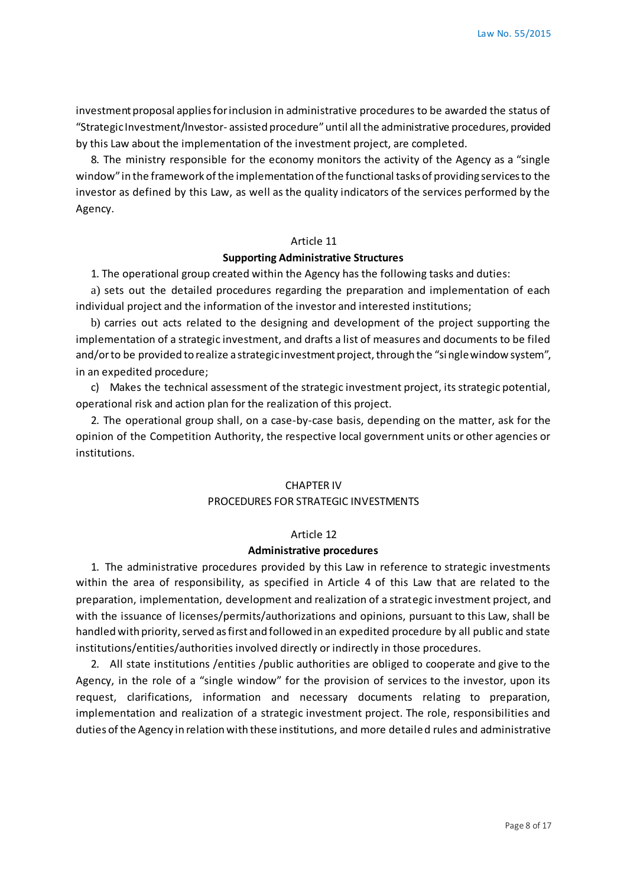investment proposal applies for inclusion in administrative procedures to be awarded the status of "Strategic Investment/Investor- assisted procedure" until all the administrative procedures, provided by this Law about the implementation of the investment project, are completed.

8. The ministry responsible for the economy monitors the activity of the Agency as a "single window" in the framework of the implementation of the functional tasks of providing services to the investor as defined by this Law, as well as the quality indicators of the services performed by the Agency.

Article 11

**Supporting Administrative Structures**

1. The operational group created within the Agency has the following tasks and duties:

a) sets out the detailed procedures regarding the preparation and implementation of each individual project and the information of the investor and interested institutions;

b) carries out acts related to the designing and development of the project supporting the implementation of a strategic investment, and drafts a list of measures and documents to be filed and/or to be provided to realize a strategic investment project, through the "single window system", in an expedited procedure;

c) Makes the technical assessment of the strategic investment project, its strategic potential, operational risk and action plan for the realization of this project.

2. The operational group shall, on a case-by-case basis, depending on the matter, ask for the opinion of the Competition Authority, the respective local government units or other agencies or institutions.

CHAPTER IV

PROCEDURES FOR STRATEGIC INVESTMENTS

Article 12

**Administrative procedures**

1. The administrative procedures provided by this Law in reference to strategic investments within the area of responsibility, as specified in Article 4 of this Law that are related to the preparation, implementation, development and realization of a strategic investment project, and with the issuance of licenses/permits/authorizations and opinions, pursuant to this Law, shall be handled with priority, served as first and followed in an expedited procedure by all public and state institutions/entities/authorities involved directly or indirectly in those procedures.

2. All state institutions /entities /public authorities are obliged to cooperate and give to the Agency, in the role of a "single window" for the provision of services to the investor, upon its request, clarifications, information and necessary documents relating to preparation, implementation and realization of a strategic investment project. The role, responsibilities and duties of the Agency in relation with these institutions, and more detailed rules and administrative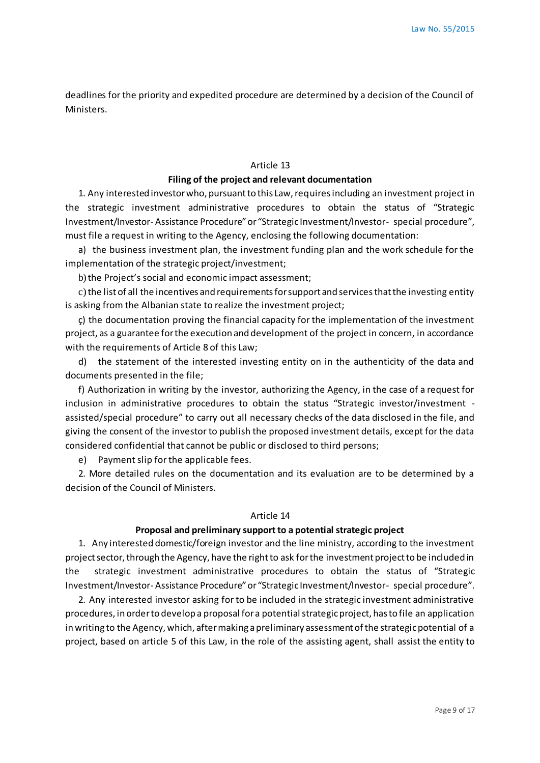deadlines for the priority and expedited procedure are determined by a decision of the Council of Ministers.

### Article 13

**Filing of the project and relevant documentation**

1. Any interested investor who, pursuant to this Law, requires including an investment project in the strategic investment administrative procedures to obtain the status of "Strategic Investment/Investor- Assistance Procedure" or "Strategic Investment/Investor- special procedure", must file a request in writing to the Agency, enclosing the following documentation:

a) the business investment plan, the investment funding plan and the work schedule for the implementation of the strategic project/investment;

b) the Project's social and economic impact assessment;

c) the list of all the incentives and requirements for support and services that the investing entity is asking from the Albanian state to realize the investment project;

ç) the documentation proving the financial capacity for the implementation of the investment project, as a guarantee for the execution and development of the project in concern, in accordance with the requirements of Article 8 of this Law;

d) the statement of the interested investing entity on in the authenticity of the data and documents presented in the file;

f) Authorization in writing by the investor, authorizing the Agency, in the case of a request for inclusion in administrative procedures to obtain the status "Strategic investor/investment - assisted/special procedure" to carry out all necessary checks of the data disclosed in the file, and giving the consent of the investor to publish the proposed investment details, except for the data considered confidential that cannot be public or disclosed to third persons;

e) Payment slip for the applicable fees.

2. More detailed rules on the documentation and its evaluation are to be determined by a decision of the Council of Ministers.

### Article 14

**Proposal and preliminary support to a potential strategic project**

1. Any interested domestic/foreign investor and the line ministry, according to the investment project sector, through the Agency, have the right to ask for the investment project to be included in the strategic investment administrative procedures to obtain the status of "Strategic Investment/Investor- Assistance Procedure" or "Strategic Investment/Investor- special procedure".

2. Any interested investor asking for to be included in the strategic investment administrative procedures, in order to develop a proposal for a potential strategic project, has to file an application in writing to the Agency, which, after making a preliminary assessment of the strategic potential of a project, based on article 5 of this Law, in the role of the assisting agent, shall assist the entity to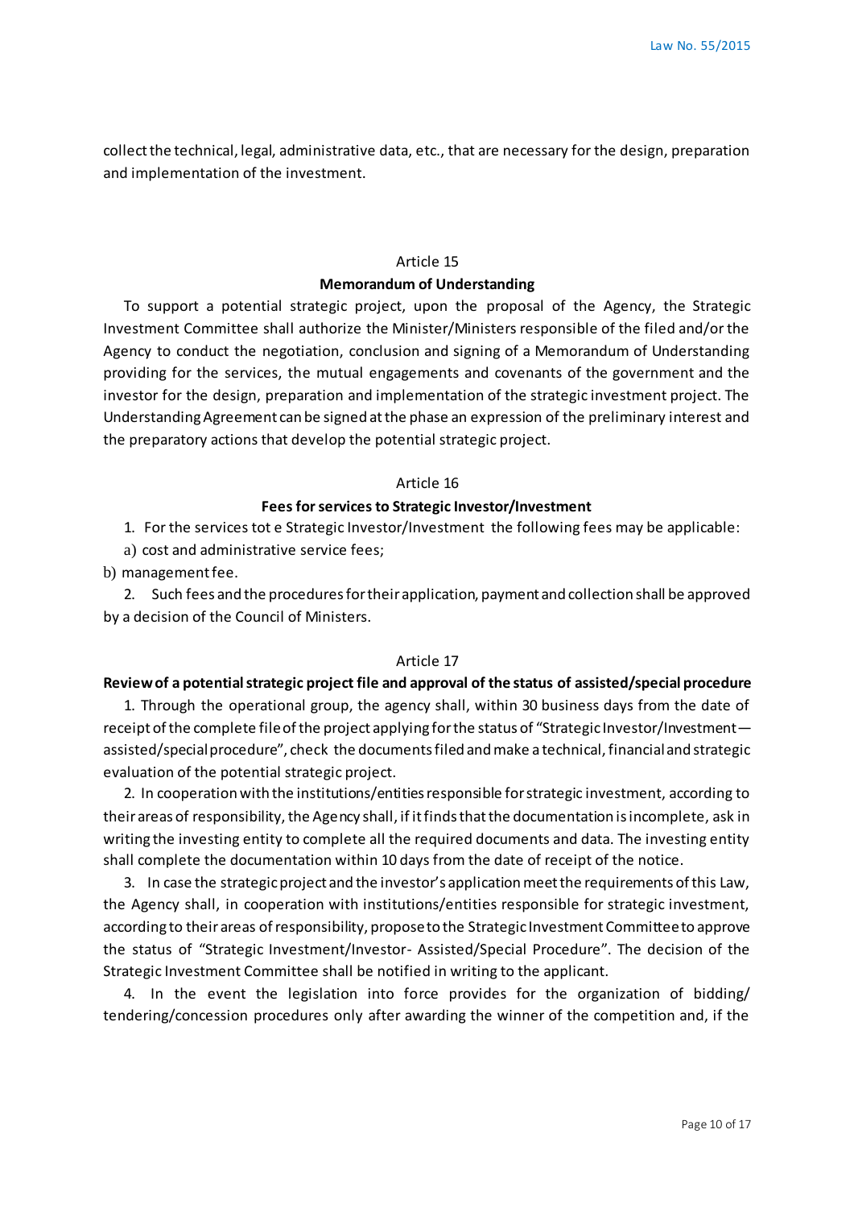collect the technical, legal, administrative data, etc., that are necessary for the design, preparation and implementation of the investment.

### Article 15

### Memorandum of Understanding

To support a potential strategic project, upon the proposal of the Agency, the Strategic Investment Committee shall authorize the Minister/Ministers responsible of the filed and/or the Agency to conduct the negotiation, conclusion and signing of a Memorandum of Understanding providing for the services, the mutual engagements and covenants of the government and the investor for the design, preparation and implementation of the strategic investment project. The Understanding Agreement can be signed at the phase an expression of the preliminary interest and the preparatory actions that develop the potential strategic project.

### Article 16

### Fees for services to Strategic Investor/Investment

1. For the services tot e Strategic Investor/Investment the following fees may be applicable:

a) cost and administrative service fees;

b) management fee.

2. Such fees and the procedures for their application, payment and collection shall be approved by a decision of the Council of Ministers.

### Article 17

### Review of a potential strategic project file and approval of the status of assisted/special procedure

1. Through the operational group, the agency shall, within 30 business days from the date of receipt of the complete file of the project applying for the status of "Strategic Investor/Investment—assisted/special procedure", check the documents filed and make a technical, financial and strategic evaluation of the potential strategic project.

2. In cooperation with the institutions/entities responsible for strategic investment, according to their areas of responsibility, the Agency shall, if it finds that the documentation is incomplete, ask in writing the investing entity to complete all the required documents and data. The investing entity shall complete the documentation within 10 days from the date of receipt of the notice.

3. In case the strategic project and the investor's application meet the requirements of this Law, the Agency shall, in cooperation with institutions/entities responsible for strategic investment, according to their areas of responsibility, propose to the Strategic Investment Committee to approve the status of "Strategic Investment/Investor- Assisted/Special Procedure". The decision of the Strategic Investment Committee shall be notified in writing to the applicant.

4. In the event the legislation into force provides for the organization of bidding/ tendering/concession procedures only after awarding the winner of the competition and, if the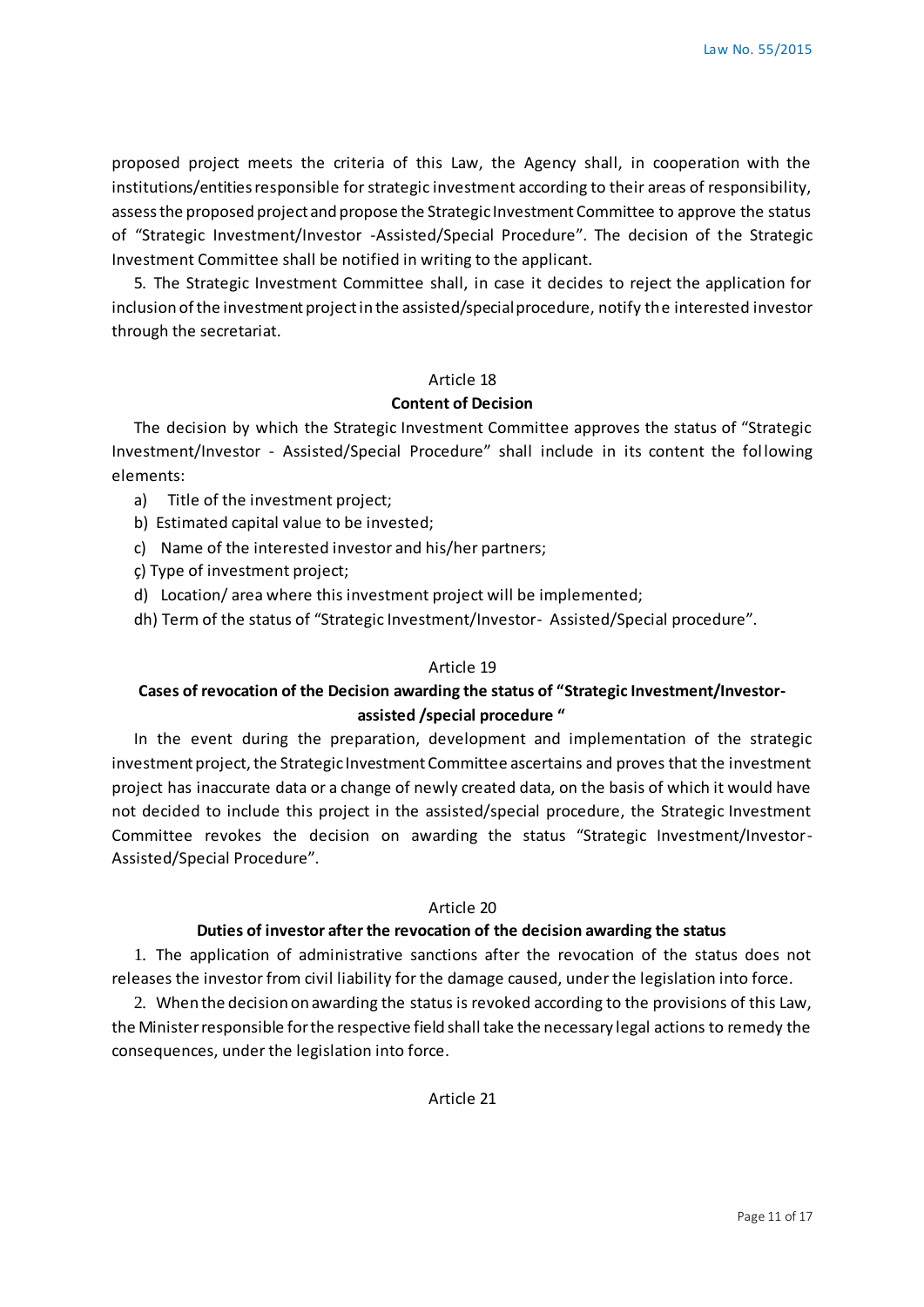proposed project meets the criteria of this Law, the Agency shall, in cooperation with the institutions/entities responsible for strategic investment according to their areas of responsibility, assess the proposed project and propose the Strategic Investment Committee to approve the status of "Strategic Investment/Investor -Assisted/Special Procedure". The decision of the Strategic Investment Committee shall be notified in writing to the applicant.

5. The Strategic Investment Committee shall, in case it decides to reject the application for inclusion of the investment project in the assisted/special procedure, notify the interested investor through the secretariat.

Article 18

**Content of Decision**

The decision by which the Strategic Investment Committee approves the status of "Strategic Investment/Investor - Assisted/Special Procedure" shall include in its content the following elements:

a) Title of the investment project;

b) Estimated capital value to be invested;

c) Name of the interested investor and his/her partners;

ç) Type of investment project;

d) Location/ area where this investment project will be implemented;

dh) Term of the status of "Strategic Investment/Investor- Assisted/Special procedure".

Article 19

**Cases of revocation of the Decision awarding the status of "Strategic Investment/Investor-assisted /special procedure "**

In the event during the preparation, development and implementation of the strategic investment project, the Strategic Investment Committee ascertains and proves that the investment project has inaccurate data or a change of newly created data, on the basis of which it would have not decided to include this project in the assisted/special procedure, the Strategic Investment Committee revokes the decision on awarding the status "Strategic Investment/Investor-Assisted/Special Procedure".

Article 20

**Duties of investor after the revocation of the decision awarding the status**

1. The application of administrative sanctions after the revocation of the status does not releases the investor from civil liability for the damage caused, under the legislation into force.

2. When the decision on awarding the status is revoked according to the provisions of this Law, the Minister responsible for the respective field shall take the necessary legal actions to remedy the consequences, under the legislation into force.

Article 21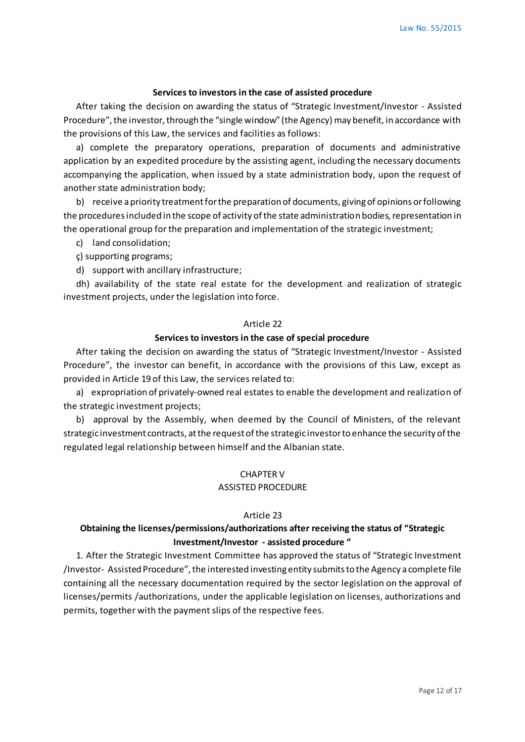**Services to investors in the case of assisted procedure**

After taking the decision on awarding the status of "Strategic Investment/Investor - Assisted Procedure", the investor, through the "single window" (the Agency) may benefit, in accordance with the provisions of this Law, the services and facilities as follows:

a) complete the preparatory operations, preparation of documents and administrative application by an expedited procedure by the assisting agent, including the necessary documents accompanying the application, when issued by a state administration body, upon the request of another state administration body;

b) receive a priority treatment for the preparation of documents, giving of opinions or following the procedures included in the scope of activity of the state administration bodies, representation in the operational group for the preparation and implementation of the strategic investment;

c) land consolidation;

ç) supporting programs;

d) support with ancillary infrastructure;

dh) availability of the state real estate for the development and realization of strategic investment projects, under the legislation into force.

Article 22

**Services to investors in the case of special procedure**

After taking the decision on awarding the status of "Strategic Investment/Investor - Assisted Procedure", the investor can benefit, in accordance with the provisions of this Law, except as provided in Article 19 of this Law, the services related to:

a) expropriation of privately-owned real estates to enable the development and realization of the strategic investment projects;

b) approval by the Assembly, when deemed by the Council of Ministers, of the relevant strategic investment contracts, at the request of the strategic investor to enhance the security of the regulated legal relationship between himself and the Albanian state.

CHAPTER V

ASSISTED PROCEDURE

Article 23

**Obtaining the licenses/permissions/authorizations after receiving the status of "Strategic Investment/Investor - assisted procedure "**

1. After the Strategic Investment Committee has approved the status of "Strategic Investment /Investor- Assisted Procedure", the interested investing entity submits to the Agency a complete file containing all the necessary documentation required by the sector legislation on the approval of licenses/permits /authorizations, under the applicable legislation on licenses, authorizations and permits, together with the payment slips of the respective fees.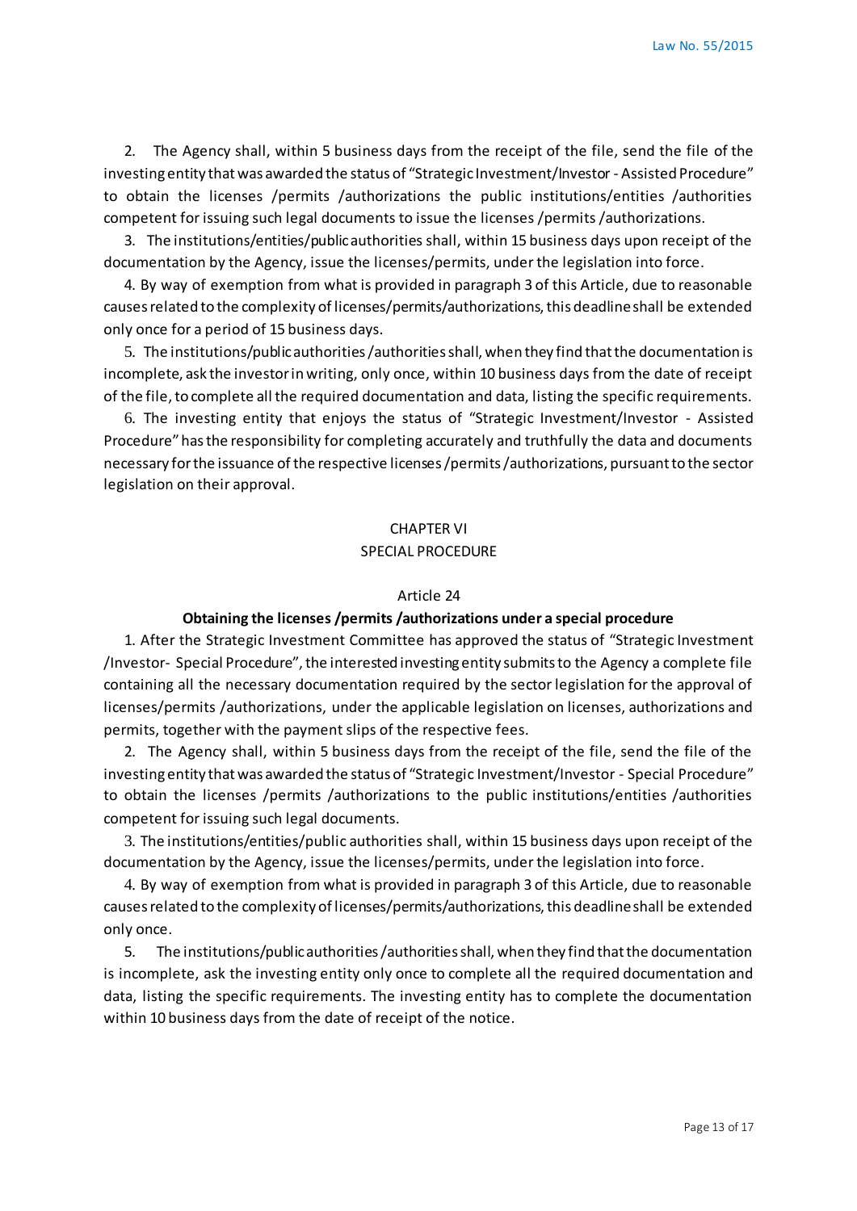2. The Agency shall, within 5 business days from the receipt of the file, send the file of the investing entity that was awarded the status of "Strategic Investment/Investor - Assisted Procedure" to obtain the licenses /permits /authorizations the public institutions/entities /authorities competent for issuing such legal documents to issue the licenses /permits /authorizations.

3. The institutions/entities/public authorities shall, within 15 business days upon receipt of the documentation by the Agency, issue the licenses/permits, under the legislation into force.

4. By way of exemption from what is provided in paragraph 3 of this Article, due to reasonable causes related to the complexity of licenses/permits/authorizations, this deadline shall be extended only once for a period of 15 business days.

5. The institutions/public authorities /authorities shall, when they find that the documentation is incomplete, ask the investor in writing, only once, within 10 business days from the date of receipt of the file, to complete all the required documentation and data, listing the specific requirements.

6. The investing entity that enjoys the status of "Strategic Investment/Investor - Assisted Procedure" has the responsibility for completing accurately and truthfully the data and documents necessary for the issuance of the respective licenses /permits /authorizations, pursuant to the sector legislation on their approval.

## CHAPTER VI
## SPECIAL PROCEDURE

### Article 24
### **Obtaining the licenses /permits /authorizations under a special procedure**

1. After the Strategic Investment Committee has approved the status of "Strategic Investment /Investor- Special Procedure", the interested investing entity submits to the Agency a complete file containing all the necessary documentation required by the sector legislation for the approval of licenses/permits /authorizations, under the applicable legislation on licenses, authorizations and permits, together with the payment slips of the respective fees.

2. The Agency shall, within 5 business days from the receipt of the file, send the file of the investing entity that was awarded the status of "Strategic Investment/Investor - Special Procedure" to obtain the licenses /permits /authorizations to the public institutions/entities /authorities competent for issuing such legal documents.

3. The institutions/entities/public authorities shall, within 15 business days upon receipt of the documentation by the Agency, issue the licenses/permits, under the legislation into force.

4. By way of exemption from what is provided in paragraph 3 of this Article, due to reasonable causes related to the complexity of licenses/permits/authorizations, this deadline shall be extended only once.

5. The institutions/public authorities /authorities shall, when they find that the documentation is incomplete, ask the investing entity only once to complete all the required documentation and data, listing the specific requirements. The investing entity has to complete the documentation within 10 business days from the date of receipt of the notice.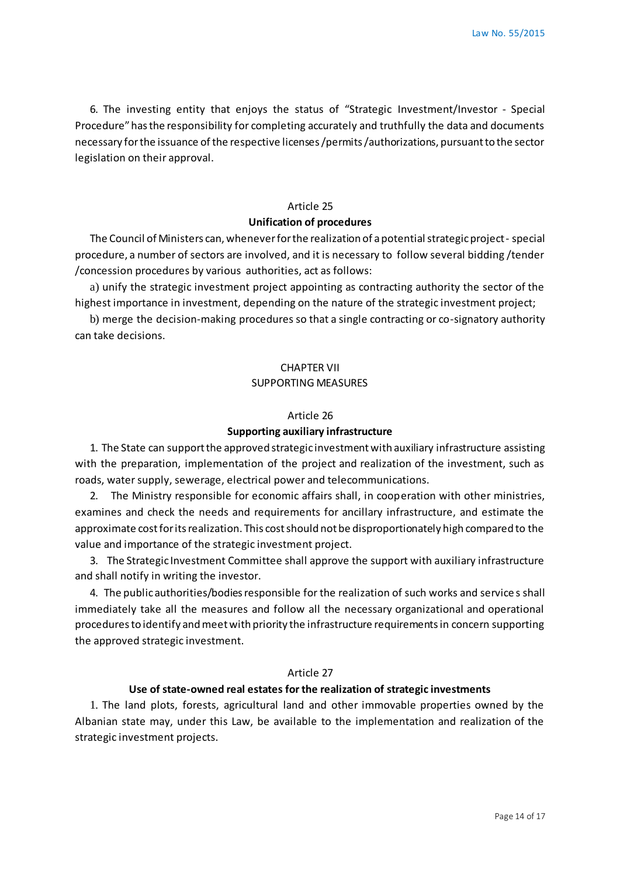6. The investing entity that enjoys the status of "Strategic Investment/Investor - Special Procedure" has the responsibility for completing accurately and truthfully the data and documents necessary for the issuance of the respective licenses/permits/authorizations, pursuant to the sector legislation on their approval.

### Article 25
### Unification of procedures

The Council of Ministers can, whenever for the realization of a potential strategic project - special procedure, a number of sectors are involved, and it is necessary to follow several bidding /tender /concession procedures by various authorities, act as follows:

a) unify the strategic investment project appointing as contracting authority the sector of the highest importance in investment, depending on the nature of the strategic investment project;

b) merge the decision-making procedures so that a single contracting or co-signatory authority can take decisions.

## CHAPTER VII
## SUPPORTING MEASURES

### Article 26
### Supporting auxiliary infrastructure

1. The State can support the approved strategic investment with auxiliary infrastructure assisting with the preparation, implementation of the project and realization of the investment, such as roads, water supply, sewerage, electrical power and telecommunications.

2. The Ministry responsible for economic affairs shall, in cooperation with other ministries, examines and check the needs and requirements for ancillary infrastructure, and estimate the approximate cost for its realization. This cost should not be disproportionately high compared to the value and importance of the strategic investment project.

3. The Strategic Investment Committee shall approve the support with auxiliary infrastructure and shall notify in writing the investor.

4. The public authorities/bodies responsible for the realization of such works and services shall immediately take all the measures and follow all the necessary organizational and operational procedures to identify and meet with priority the infrastructure requirements in concern supporting the approved strategic investment.

### Article 27
### Use of state-owned real estates for the realization of strategic investments

1. The land plots, forests, agricultural land and other immovable properties owned by the Albanian state may, under this Law, be available to the implementation and realization of the strategic investment projects.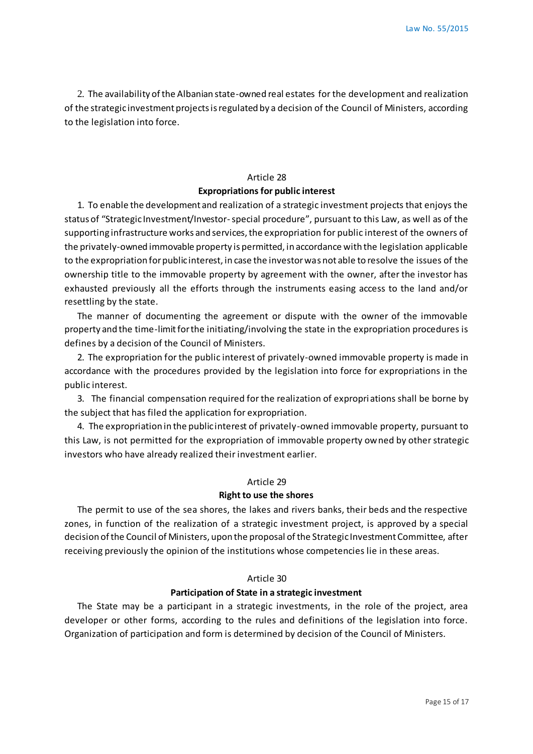2. The availability of the Albanian state-owned real estates for the development and realization of the strategic investment projects is regulated by a decision of the Council of Ministers, according to the legislation into force.

### Article 28
### Expropriations for public interest

1. To enable the development and realization of a strategic investment projects that enjoys the status of "Strategic Investment/Investor- special procedure", pursuant to this Law, as well as of the supporting infrastructure works and services, the expropriation for public interest of the owners of the privately-owned immovable property is permitted, in accordance with the legislation applicable to the expropriation for public interest, in case the investor was not able to resolve the issues of the ownership title to the immovable property by agreement with the owner, after the investor has exhausted previously all the efforts through the instruments easing access to the land and/or resettling by the state.

The manner of documenting the agreement or dispute with the owner of the immovable property and the time-limit for the initiating/involving the state in the expropriation procedures is defines by a decision of the Council of Ministers.

2. The expropriation for the public interest of privately-owned immovable property is made in accordance with the procedures provided by the legislation into force for expropriations in the public interest.

3. The financial compensation required for the realization of expropriations shall be borne by the subject that has filed the application for expropriation.

4. The expropriation in the public interest of privately-owned immovable property, pursuant to this Law, is not permitted for the expropriation of immovable property owned by other strategic investors who have already realized their investment earlier.

### Article 29
### Right to use the shores

The permit to use of the sea shores, the lakes and rivers banks, their beds and the respective zones, in function of the realization of a strategic investment project, is approved by a special decision of the Council of Ministers, upon the proposal of the Strategic Investment Committee, after receiving previously the opinion of the institutions whose competencies lie in these areas.

### Article 30
### Participation of State in a strategic investment

The State may be a participant in a strategic investments, in the role of the project, area developer or other forms, according to the rules and definitions of the legislation into force. Organization of participation and form is determined by decision of the Council of Ministers.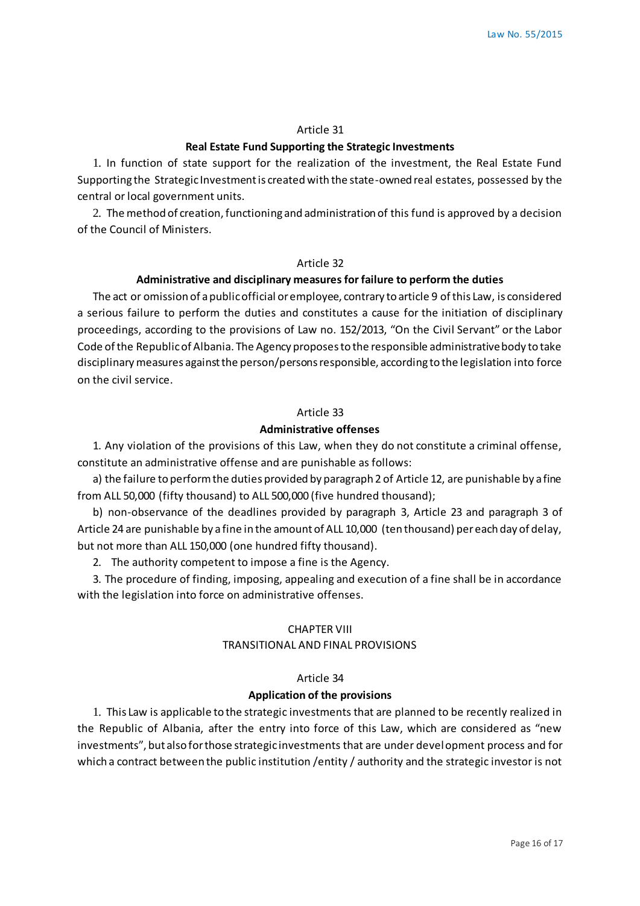### Article 31

**Real Estate Fund Supporting the Strategic Investments**

1. In function of state support for the realization of the investment, the Real Estate Fund Supporting the Strategic Investment is created with the state-owned real estates, possessed by the central or local government units.

2. The method of creation, functioning and administration of this fund is approved by a decision of the Council of Ministers.

### Article 32

**Administrative and disciplinary measures for failure to perform the duties**

The act or omission of a public official or employee, contrary to article 9 of this Law, is considered a serious failure to perform the duties and constitutes a cause for the initiation of disciplinary proceedings, according to the provisions of Law no. 152/2013, "On the Civil Servant" or the Labor Code of the Republic of Albania. The Agency proposes to the responsible administrative body to take disciplinary measures against the person/persons responsible, according to the legislation into force on the civil service.

### Article 33

**Administrative offenses**

1. Any violation of the provisions of this Law, when they do not constitute a criminal offense, constitute an administrative offense and are punishable as follows:

a) the failure to perform the duties provided by paragraph 2 of Article 12, are punishable by a fine from ALL 50,000 (fifty thousand) to ALL 500,000 (five hundred thousand);

b) non-observance of the deadlines provided by paragraph 3, Article 23 and paragraph 3 of Article 24 are punishable by a fine in the amount of ALL 10,000 (ten thousand) per each day of delay, but not more than ALL 150,000 (one hundred fifty thousand).

2. The authority competent to impose a fine is the Agency.

3. The procedure of finding, imposing, appealing and execution of a fine shall be in accordance with the legislation into force on administrative offenses.

## CHAPTER VIII
## TRANSITIONAL AND FINAL PROVISIONS

### Article 34

**Application of the provisions**

1. This Law is applicable to the strategic investments that are planned to be recently realized in the Republic of Albania, after the entry into force of this Law, which are considered as "new investments", but also for those strategic investments that are under development process and for which a contract between the public institution /entity / authority and the strategic investor is not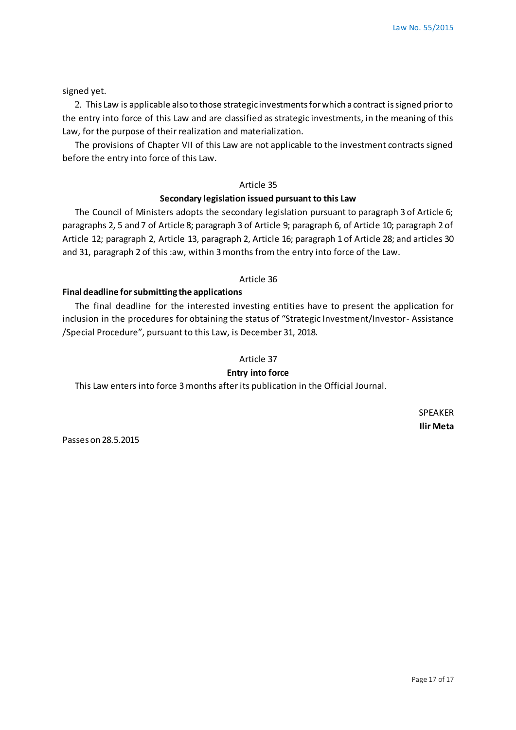signed yet.

2. This Law is applicable also to those strategic investments for which a contract is signed prior to the entry into force of this Law and are classified as strategic investments, in the meaning of this Law, for the purpose of their realization and materialization.

The provisions of Chapter VII of this Law are not applicable to the investment contracts signed before the entry into force of this Law.

Article 35

**Secondary legislation issued pursuant to this Law**

The Council of Ministers adopts the secondary legislation pursuant to paragraph 3 of Article 6; paragraphs 2, 5 and 7 of Article 8; paragraph 3 of Article 9; paragraph 6, of Article 10; paragraph 2 of Article 12; paragraph 2, Article 13, paragraph 2, Article 16; paragraph 1 of Article 28; and articles 30 and 31, paragraph 2 of this :aw, within 3 months from the entry into force of the Law.

Article 36

**Final deadline for submitting the applications**

The final deadline for the interested investing entities have to present the application for inclusion in the procedures for obtaining the status of "Strategic Investment/Investor - Assistance /Special Procedure", pursuant to this Law, is December 31, 2018.

Article 37

**Entry into force**

This Law enters into force 3 months after its publication in the Official Journal.

SPEAKER
**Ilir Meta**

Passes on 28.5.2015